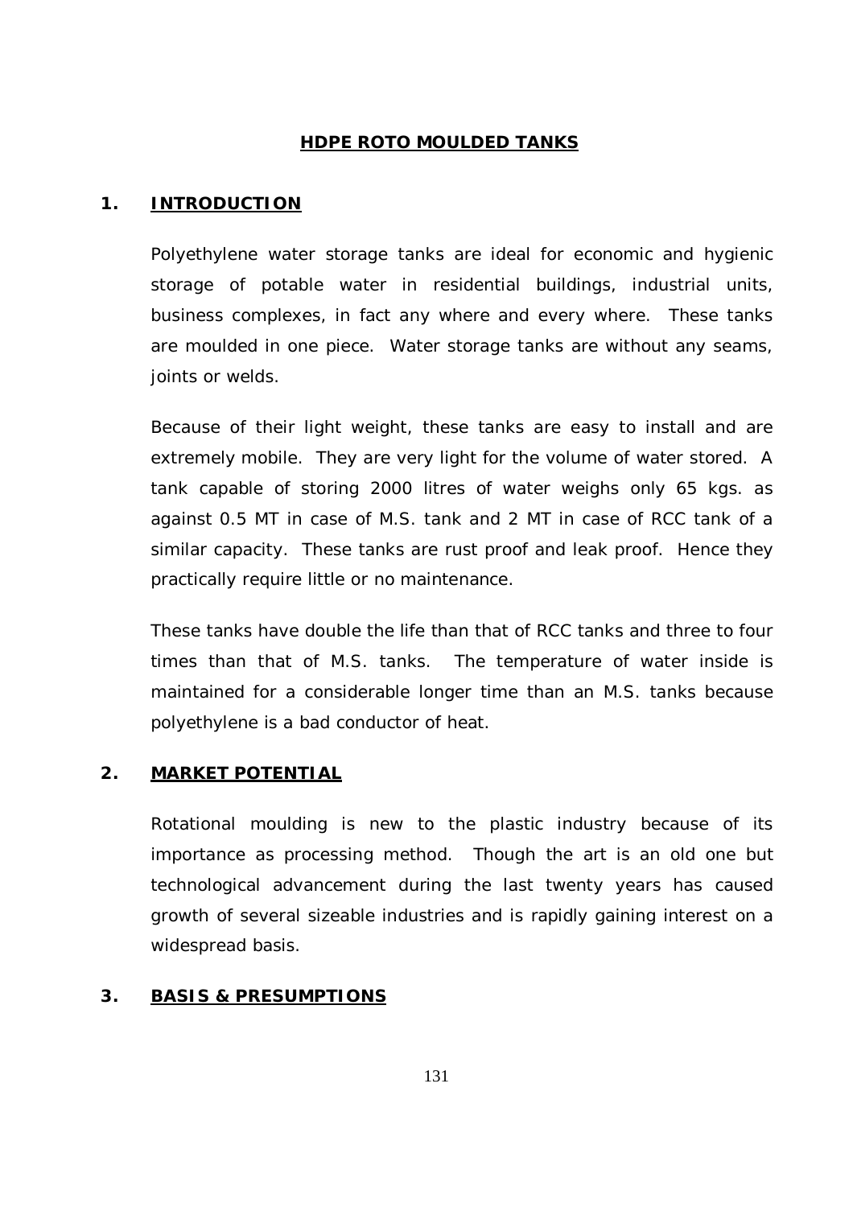# HDPE ROTO MOULDED TANKS

## 1. INTRODUCTION

Polyethylene water storage tanks are ideal for economic and hygienic storage of potable water in residential buildings, industrial units, business complexes, in fact any where and every where. These tanks are moulded in one piece. Water storage tanks are without any seams, joints or welds.

Because of their light weight, these tanks are easy to install and are extremely mobile. They are very light for the volume of water stored. A tank capable of storing 2000 litres of water weighs only 65 kgs. as against 0.5 MT in case of M.S. tank and 2 MT in case of RCC tank of a similar capacity. These tanks are rust proof and leak proof. Hence they practically require little or no maintenance.

These tanks have double the life than that of RCC tanks and three to four times than that of M.S. tanks. The temperature of water inside is maintained for a considerable longer time than an M.S. tanks because polyethylene is a bad conductor of heat.

## 2. MARKET POTENTIAL

Rotational moulding is new to the plastic industry because of its importance as processing method. Though the art is an old one but technological advancement during the last twenty years has caused growth of several sizeable industries and is rapidly gaining interest on a widespread basis.

## 3. BASIS & PRESUMPTIONS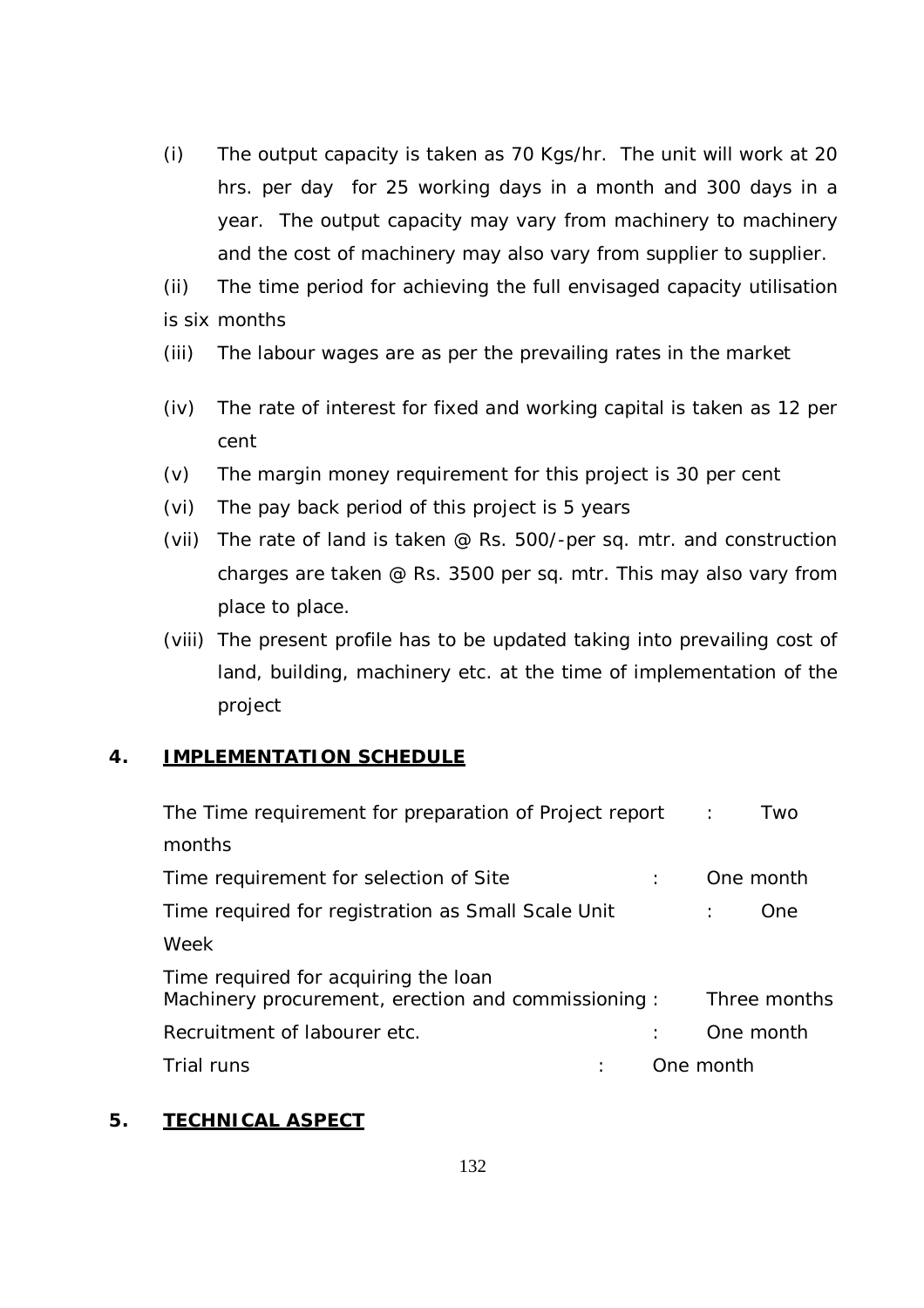(i) The output capacity is taken as 70 Kgs/hr. The unit will work at 20 hrs. per day for 25 working days in a month and 300 days in a year. The output capacity may vary from machinery to machinery and the cost of machinery may also vary from supplier to supplier.

(ii) The time period for achieving the full envisaged capacity utilisation is six months

(iii) The labour wages are as per the prevailing rates in the market

(iv) The rate of interest for fixed and working capital is taken as 12 per cent

(v) The margin money requirement for this project is 30 per cent

(vi) The pay back period of this project is 5 years

(vii) The rate of land is taken @ Rs. 500/-per sq. mtr. and construction charges are taken @ Rs. 3500 per sq. mtr. This may also vary from place to place.

(viii) The present profile has to be updated taking into prevailing cost of land, building, machinery etc. at the time of implementation of the project

## 4. IMPLEMENTATION SCHEDULE

| | | |
|---|---|---|
| The Time requirement for preparation of Project report | : | Two months |
| Time requirement for selection of Site | : | One month |
| Time required for registration as Small Scale Unit | : | One Week |
| Time required for acquiring the loan Machinery procurement, erection and commissioning | : | Three months |
| Recruitment of labourer etc. | : | One month |
| Trial runs | : | One month |

## 5. TECHNICAL ASPECT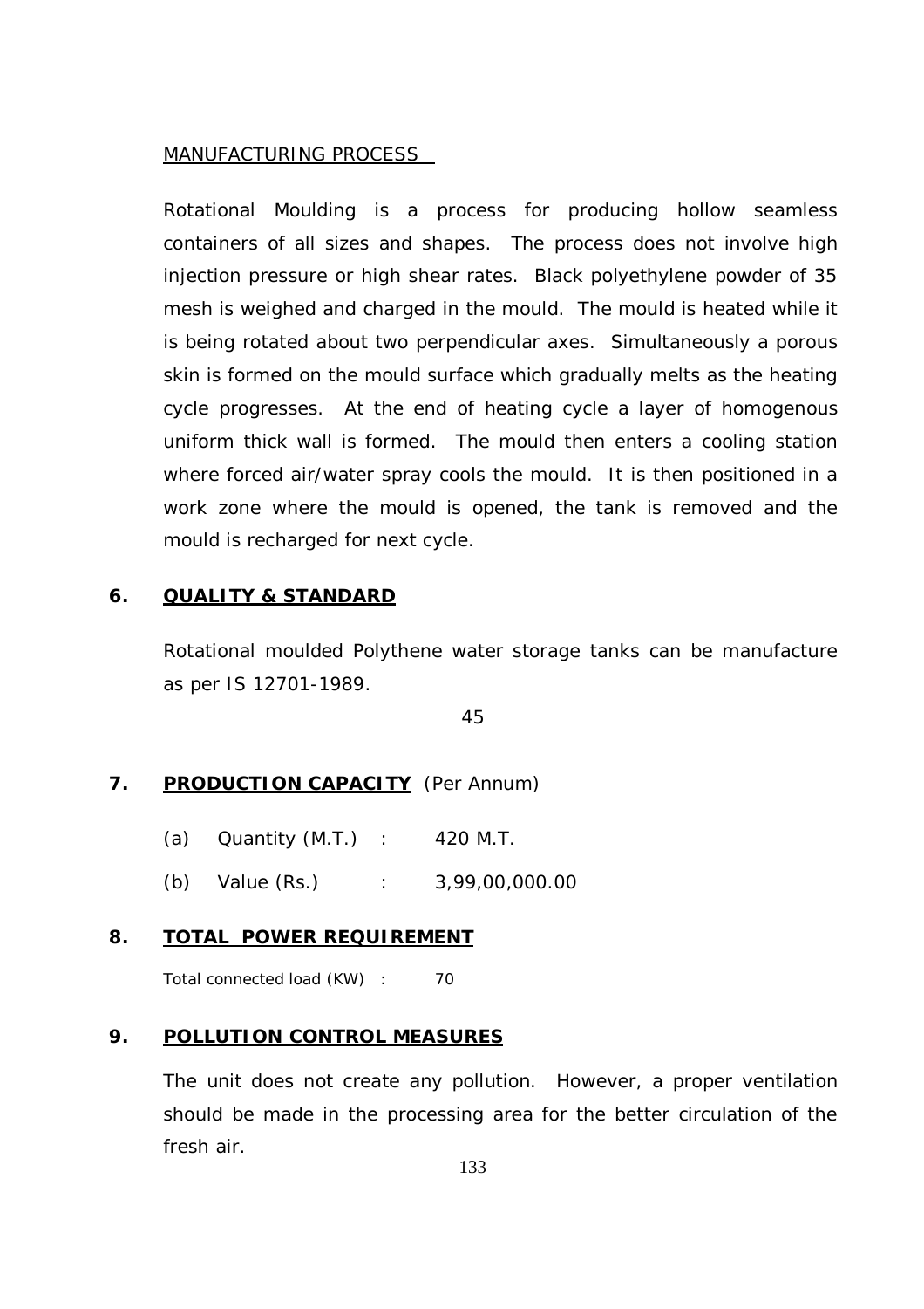MANUFACTURING PROCESS

Rotational Moulding is a process for producing hollow seamless containers of all sizes and shapes. The process does not involve high injection pressure or high shear rates. Black polyethylene powder of 35 mesh is weighed and charged in the mould. The mould is heated while it is being rotated about two perpendicular axes. Simultaneously a porous skin is formed on the mould surface which gradually melts as the heating cycle progresses. At the end of heating cycle a layer of homogenous uniform thick wall is formed. The mould then enters a cooling station where forced air/water spray cools the mould. It is then positioned in a work zone where the mould is opened, the tank is removed and the mould is recharged for next cycle.

## 6. QUALITY & STANDARD

Rotational moulded Polythene water storage tanks can be manufacture as per IS 12701-1989.

45

## 7. PRODUCTION CAPACITY (Per Annum)

(a) Quantity (M.T.) : 420 M.T.

(b) Value (Rs.) : 3,99,00,000.00

## 8. TOTAL POWER REQUIREMENT

Total connected load (KW) : 70

## 9. POLLUTION CONTROL MEASURES

The unit does not create any pollution. However, a proper ventilation should be made in the processing area for the better circulation of the fresh air.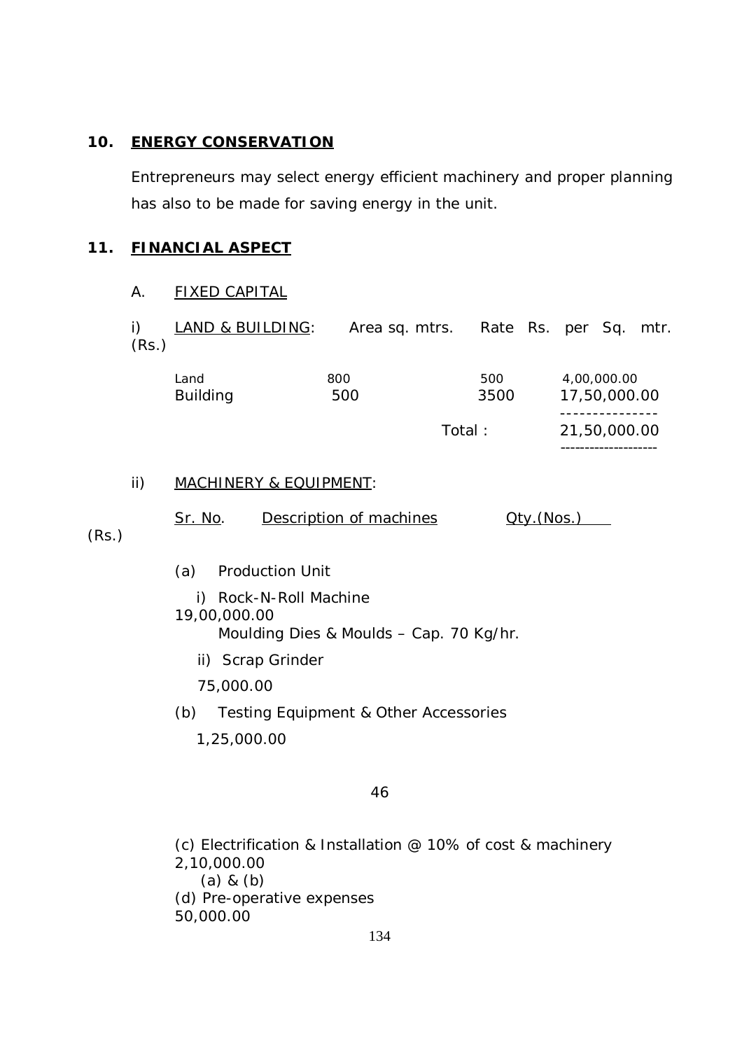## 10. ENERGY CONSERVATION

Entrepreneurs may select energy efficient machinery and proper planning has also to be made for saving energy in the unit.

## 11. FINANCIAL ASPECT

A. FIXED CAPITAL

i) LAND & BUILDING:

| | Area sq. mtrs. | Rate Rs. per Sq. mtr. | (Rs.) |
|---|---|---|---|
| Land | 800 | 500 | 4,00,000.00 |
| Building | 500 | 3500 | 17,50,000.00 |
| | | Total : | 21,50,000.00 |

ii) MACHINERY & EQUIPMENT:

| Sr. No. | Description of machines | Qty.(Nos.) | (Rs.) |
|---|---|---|---|
| (a) | Production Unit | | |
| | i) Rock-N-Roll Machine Moulding Dies & Moulds – Cap. 70 Kg/hr. | | 19,00,000.00 |
| | ii) Scrap Grinder | | 75,000.00 |
| (b) | Testing Equipment & Other Accessories | | 1,25,000.00 |
| (c) | Electrification & Installation @ 10% of cost & machinery (a) & (b) | | 2,10,000.00 |
| (d) | Pre-operative expenses | | 50,000.00 |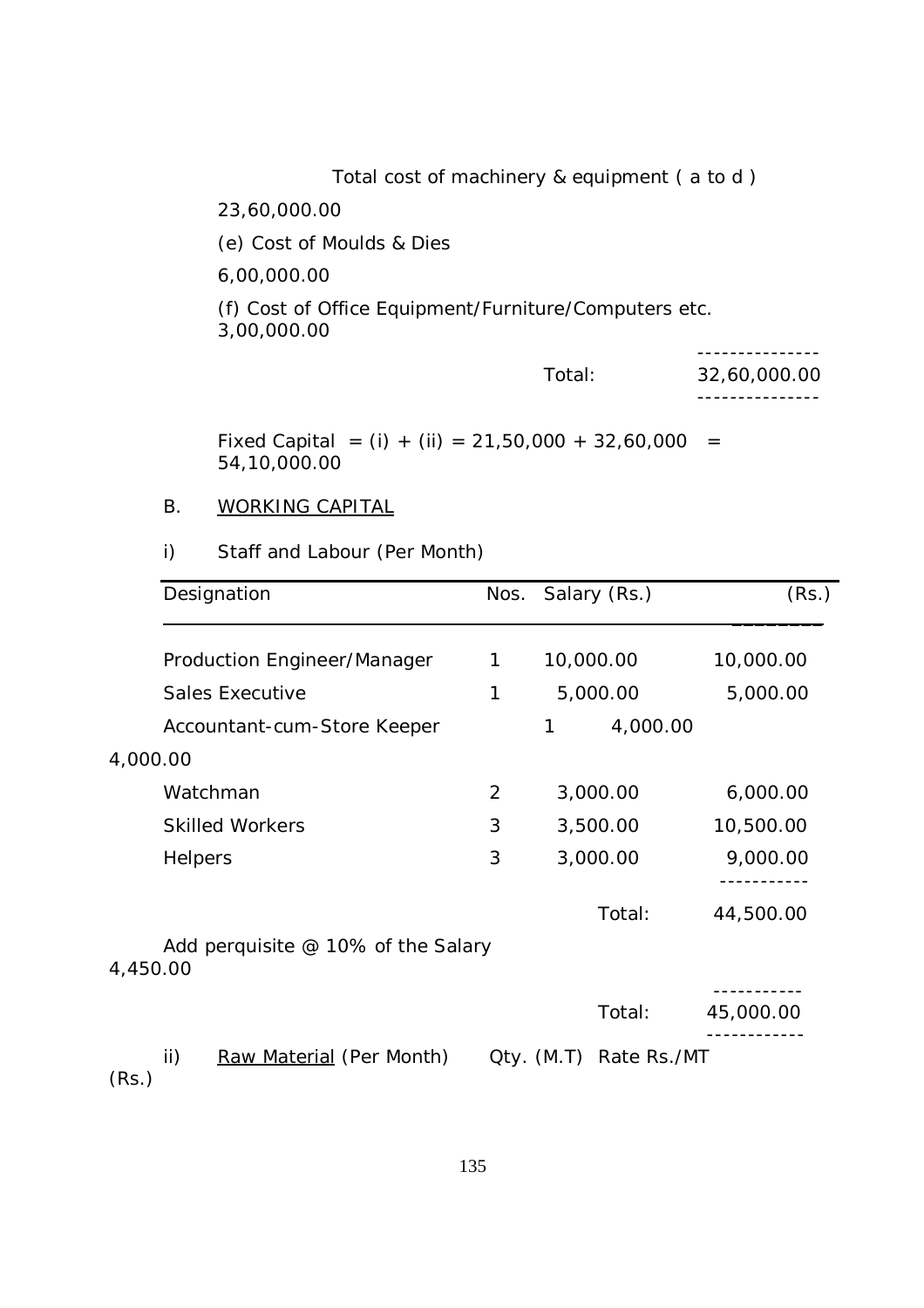Total cost of machinery & equipment ( a to d ) 23,60,000.00

(e) Cost of Moulds & Dies 6,00,000.00

(f) Cost of Office Equipment/Furniture/Computers etc. 3,00,000.00

| | |
|---|---|
| Total: | 32,60,000.00 |

Fixed Capital = (i) + (ii) = 21,50,000 + 32,60,000 = 54,10,000.00

B. WORKING CAPITAL

i) Staff and Labour (Per Month)

| Designation | Nos. | Salary (Rs.) | (Rs.) |
|---|---|---|---|
| Production Engineer/Manager | 1 | 10,000.00 | 10,000.00 |
| Sales Executive | 1 | 5,000.00 | 5,000.00 |
| Accountant-cum-Store Keeper | 1 | 4,000.00 | 4,000.00 |
| Watchman | 2 | 3,000.00 | 6,000.00 |
| Skilled Workers | 3 | 3,500.00 | 10,500.00 |
| Helpers | 3 | 3,000.00 | 9,000.00 |
| | | Total: | 44,500.00 |
| Add perquisite @ 10% of the Salary | | | 4,450.00 |
| | | Total: | 45,000.00 |

ii) Raw Material (Per Month) Qty. (M.T) Rate Rs./MT (Rs.)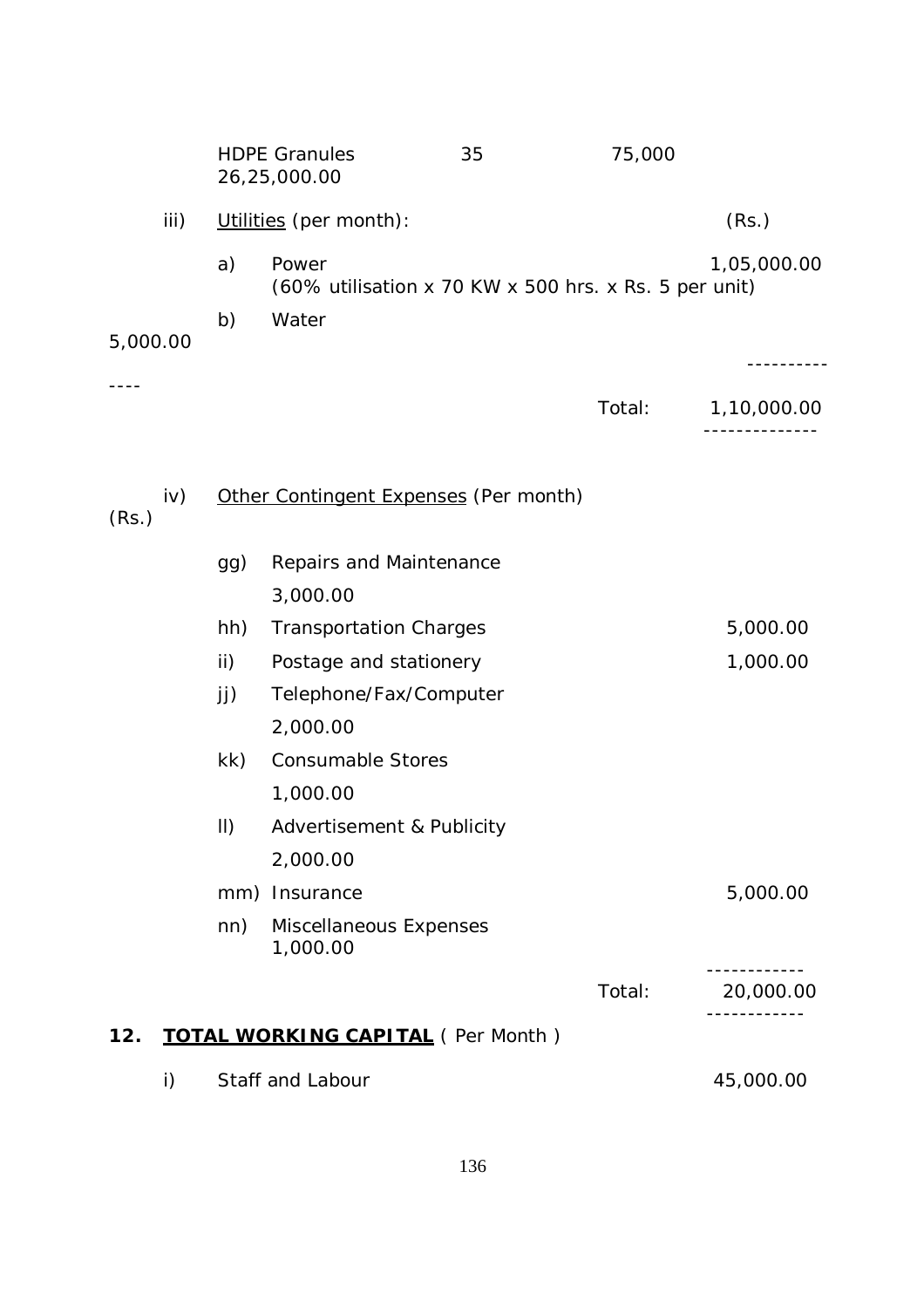| | | | |
|---|---|---|---|
| HDPE Granules | 35 | 75,000 | 26,25,000.00 |

iii) Utilities (per month): (Rs.)

| | | |
|---|---|---|
| a) | Power (60% utilisation x 70 KW x 500 hrs. x Rs. 5 per unit) | 1,05,000.00 |
| b) | Water | 5,000.00 |
| | Total: | 1,10,000.00 |

iv) Other Contingent Expenses (Per month) (Rs.)

| | | |
|---|---|---|
| gg) | Repairs and Maintenance | 3,000.00 |
| hh) | Transportation Charges | 5,000.00 |
| ii) | Postage and stationery | 1,000.00 |
| jj) | Telephone/Fax/Computer | 2,000.00 |
| kk) | Consumable Stores | 1,000.00 |
| ll) | Advertisement & Publicity | 2,000.00 |
| mm) | Insurance | 5,000.00 |
| nn) | Miscellaneous Expenses | 1,000.00 |
| | Total: | 20,000.00 |

**12. TOTAL WORKING CAPITAL** ( Per Month )

| | | |
|---|---|---|
| i) | Staff and Labour | 45,000.00 |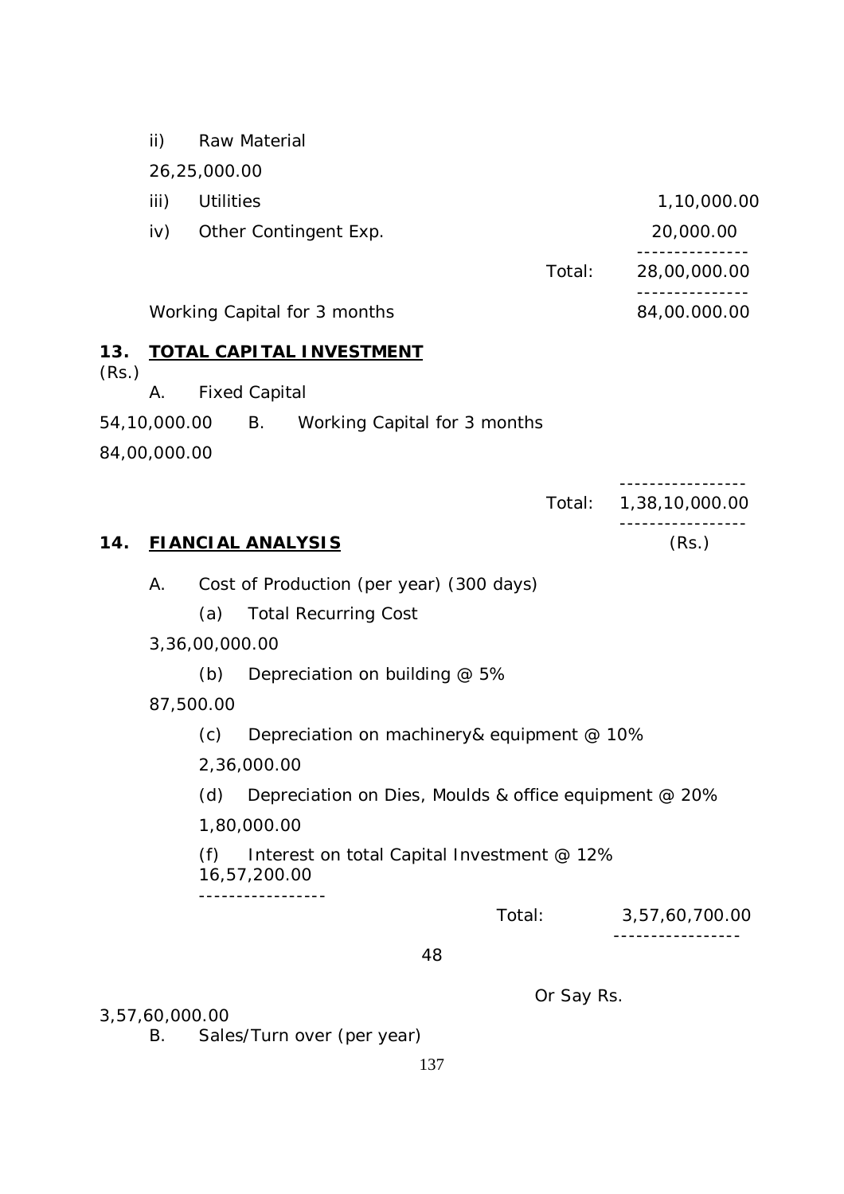ii) Raw Material 26,25,000.00

iii) Utilities 1,10,000.00

iv) Other Contingent Exp. 20,000.00

| | |
|---|---|
| Total: | 28,00,000.00 |
| Working Capital for 3 months | 84,00.000.00 |

## 13. TOTAL CAPITAL INVESTMENT

(Rs.)

| | |
|---|---|
| A. Fixed Capital | 54,10,000.00 |
| B. Working Capital for 3 months | 84,00,000.00 |
| Total: | 1,38,10,000.00 |

## 14. FIANCIAL ANALYSIS

(Rs.)

A. Cost of Production (per year) (300 days)

| | |
|---|---|
| (a) Total Recurring Cost | 3,36,00,000.00 |
| (b) Depreciation on building @ 5% | 87,500.00 |
| (c) Depreciation on machinery& equipment @ 10% | 2,36,000.00 |
| (d) Depreciation on Dies, Moulds & office equipment @ 20% | 1,80,000.00 |
| (f) Interest on total Capital Investment @ 12% | 16,57,200.00 |
| Total: | 3,57,60,700.00 |

48

Or Say Rs. 3,57,60,000.00

B. Sales/Turn over (per year)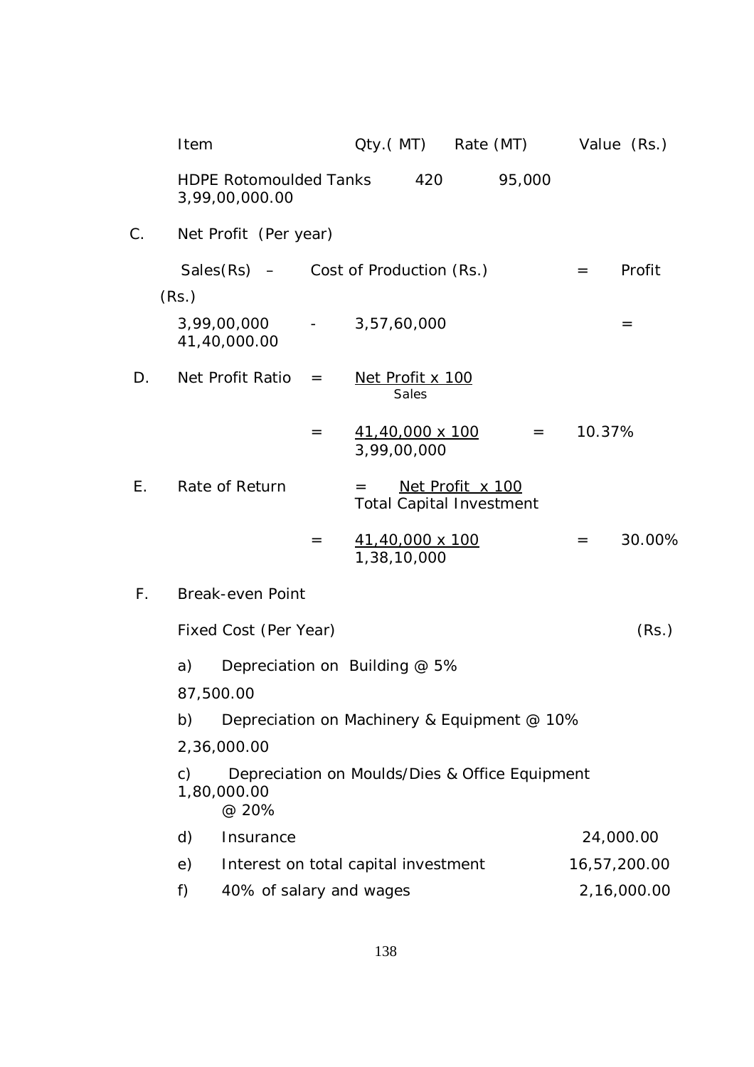| Item | Qty.( MT) | Rate (MT) | Value (Rs.) |
|---|---|---|---|
| HDPE Rotomoulded Tanks | 420 | 95,000 | 3,99,00,000.00 |

C. Net Profit (Per year)

| Sales(Rs) – | Cost of Production (Rs.) | = | Profit (Rs.) |
|---|---|---|---|
| 3,99,00,000 | - 3,57,60,000 | = | 41,40,000.00 |

D. Net Profit Ratio = $\frac{\text{Net Profit x 100}}{\text{Sales}}$

= $\frac{41,40,000 \text{ x } 100}{3,99,00,000}$ = 10.37%

E. Rate of Return = $\frac{\text{Net Profit x 100}}{\text{Total Capital Investment}}$

= $\frac{41,40,000 \text{ x } 100}{1,38,10,000}$ = 30.00%

F. Break-even Point

| Fixed Cost (Per Year) | (Rs.) |
|---|---|
| a) Depreciation on Building @ 5% | 87,500.00 |
| b) Depreciation on Machinery & Equipment @ 10% | 2,36,000.00 |
| c) Depreciation on Moulds/Dies & Office Equipment @ 20% | 1,80,000.00 |
| d) Insurance | 24,000.00 |
| e) Interest on total capital investment | 16,57,200.00 |
| f) 40% of salary and wages | 2,16,000.00 |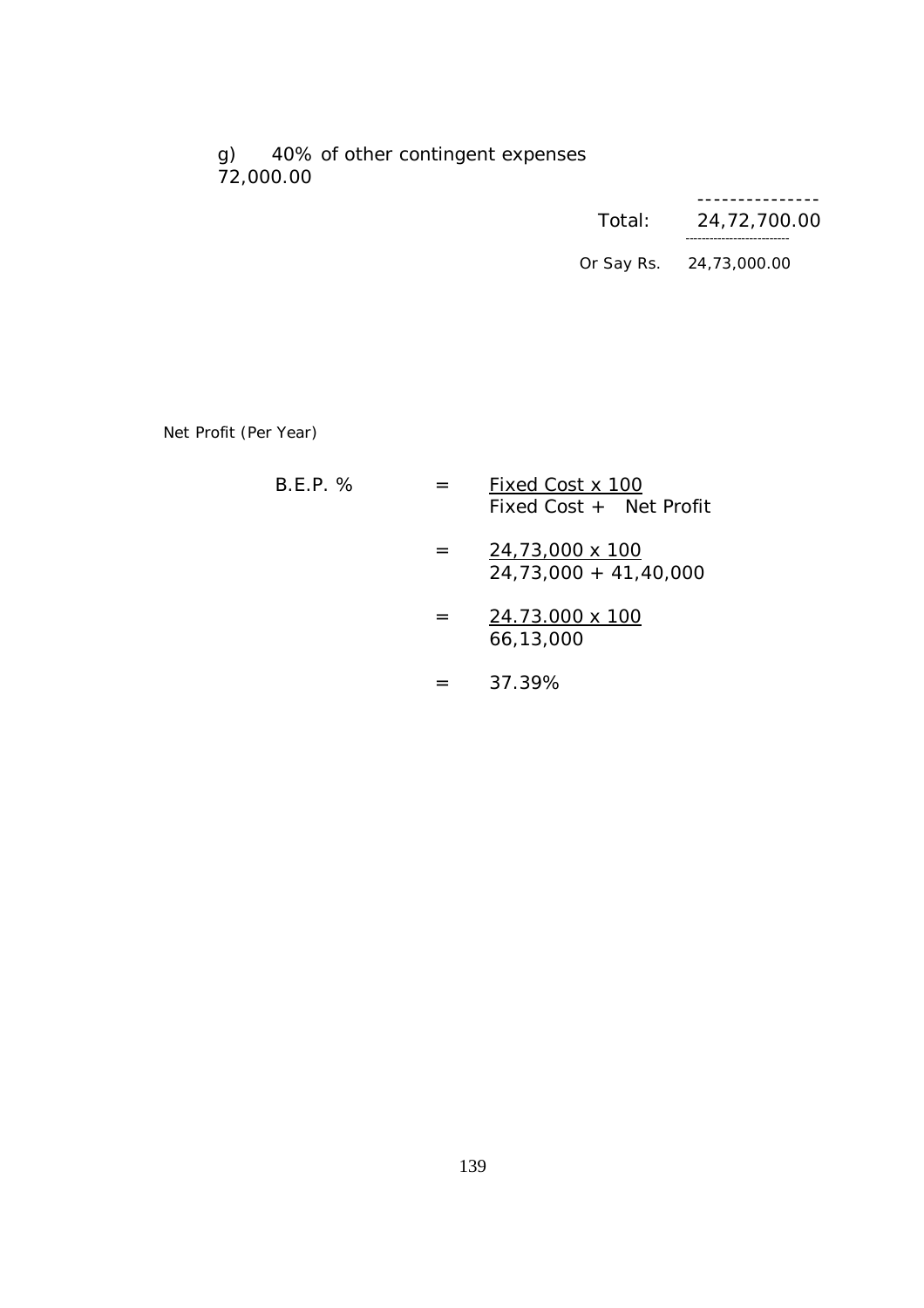g) 40% of other contingent expenses 72,000.00

---------------

Total: 24,72,700.00

---------------

Or Say Rs. 24,73,000.00

Net Profit (Per Year)

$$\text{B.E.P. \%} = \frac{\text{Fixed Cost x 100}}{\text{Fixed Cost + Net Profit}}$$

$$= \frac{24{,}73{,}000 \text{ x } 100}{24{,}73{,}000 + 41{,}40{,}000}$$

$$= \frac{24.73.000 \text{ x } 100}{66{,}13{,}000}$$

$$= 37.39\%$$